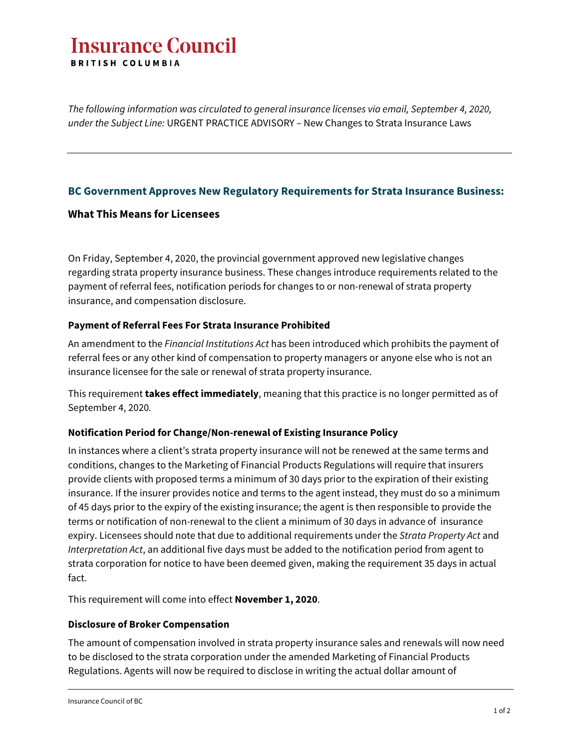# Insurance Council

**BRITISH COLUMBIA**

*The following information was circulated to general insurance licenses via email, September 4, 2020, under the Subject Line:* URGENT PRACTICE ADVISORY – New Changes to Strata Insurance Laws

---

## BC Government Approves New Regulatory Requirements for Strata Insurance Business:

### What This Means for Licensees

On Friday, September 4, 2020, the provincial government approved new legislative changes regarding strata property insurance business. These changes introduce requirements related to the payment of referral fees, notification periods for changes to or non-renewal of strata property insurance, and compensation disclosure.

#### Payment of Referral Fees For Strata Insurance Prohibited

An amendment to the *Financial Institutions Act* has been introduced which prohibits the payment of referral fees or any other kind of compensation to property managers or anyone else who is not an insurance licensee for the sale or renewal of strata property insurance.

This requirement **takes effect immediately**, meaning that this practice is no longer permitted as of September 4, 2020*.*

#### Notification Period for Change/Non-renewal of Existing Insurance Policy

In instances where a client's strata property insurance will not be renewed at the same terms and conditions, changes to the Marketing of Financial Products Regulations will require that insurers provide clients with proposed terms a minimum of 30 days prior to the expiration of their existing insurance. If the insurer provides notice and terms to the agent instead, they must do so a minimum of 45 days prior to the expiry of the existing insurance; the agent is then responsible to provide the terms or notification of non-renewal to the client a minimum of 30 days in advance of insurance expiry. Licensees should note that due to additional requirements under the *Strata Property Act* and *Interpretation Act*, an additional five days must be added to the notification period from agent to strata corporation for notice to have been deemed given, making the requirement 35 days in actual fact.

This requirement will come into effect **November 1, 2020**.

#### Disclosure of Broker Compensation

The amount of compensation involved in strata property insurance sales and renewals will now need to be disclosed to the strata corporation under the amended Marketing of Financial Products Regulations. Agents will now be required to disclose in writing the actual dollar amount of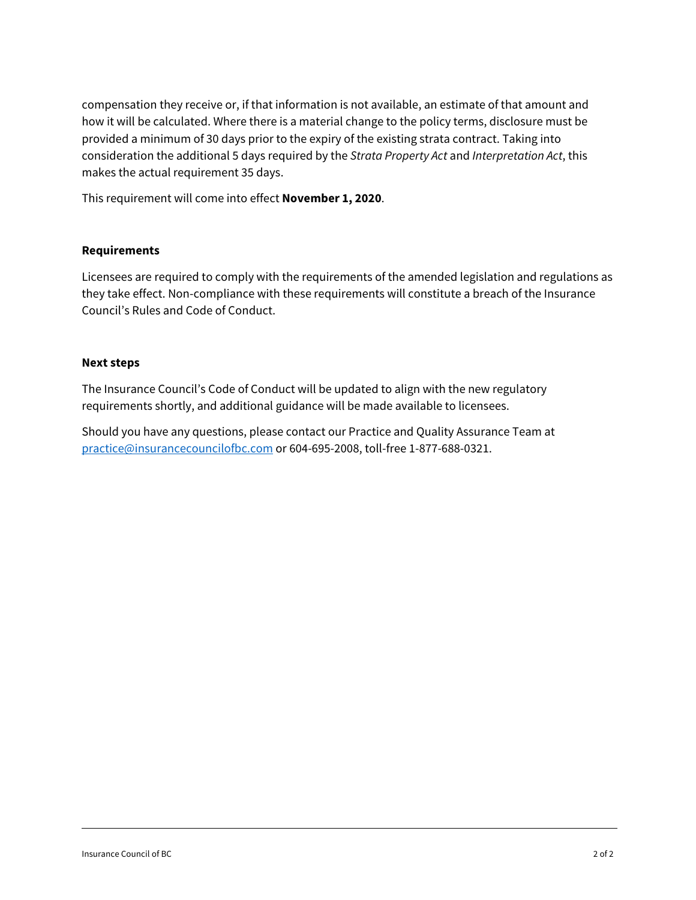compensation they receive or, if that information is not available, an estimate of that amount and how it will be calculated. Where there is a material change to the policy terms, disclosure must be provided a minimum of 30 days prior to the expiry of the existing strata contract. Taking into consideration the additional 5 days required by the *Strata Property Act* and *Interpretation Act*, this makes the actual requirement 35 days.

This requirement will come into effect **November 1, 2020**.

**Requirements**

Licensees are required to comply with the requirements of the amended legislation and regulations as they take effect. Non-compliance with these requirements will constitute a breach of the Insurance Council's Rules and Code of Conduct.

**Next steps**

The Insurance Council's Code of Conduct will be updated to align with the new regulatory requirements shortly, and additional guidance will be made available to licensees.

Should you have any questions, please contact our Practice and Quality Assurance Team at [practice@insurancecouncilofbc.com](mailto:practice@insurancecouncilofbc.com) or 604-695-2008, toll-free 1-877-688-0321.